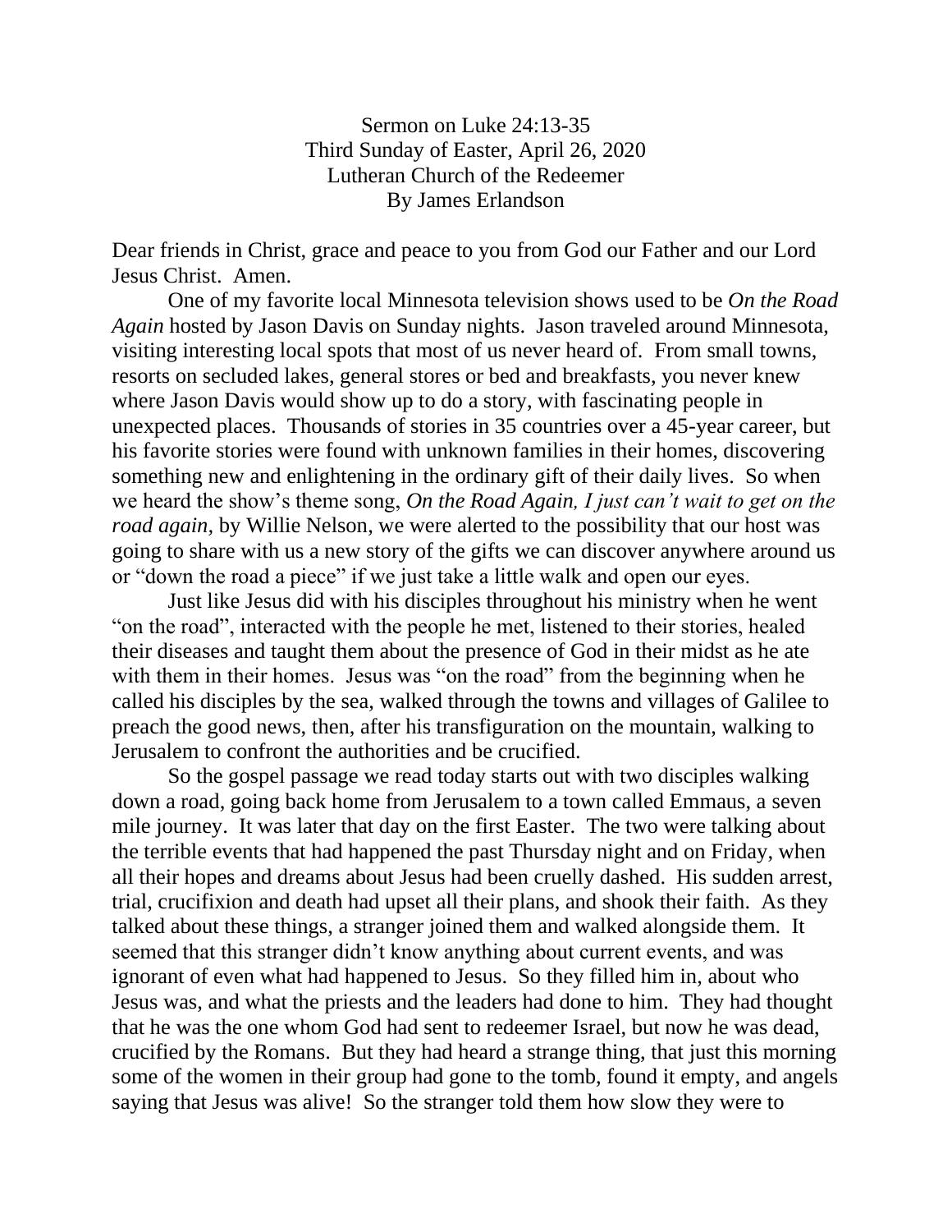Sermon on Luke 24:13-35
Third Sunday of Easter, April 26, 2020
Lutheran Church of the Redeemer
By James Erlandson

Dear friends in Christ, grace and peace to you from God our Father and our Lord Jesus Christ. Amen.

One of my favorite local Minnesota television shows used to be *On the Road Again* hosted by Jason Davis on Sunday nights. Jason traveled around Minnesota, visiting interesting local spots that most of us never heard of. From small towns, resorts on secluded lakes, general stores or bed and breakfasts, you never knew where Jason Davis would show up to do a story, with fascinating people in unexpected places. Thousands of stories in 35 countries over a 45-year career, but his favorite stories were found with unknown families in their homes, discovering something new and enlightening in the ordinary gift of their daily lives. So when we heard the show's theme song, *On the Road Again, I just can't wait to get on the road again*, by Willie Nelson, we were alerted to the possibility that our host was going to share with us a new story of the gifts we can discover anywhere around us or "down the road a piece" if we just take a little walk and open our eyes.

Just like Jesus did with his disciples throughout his ministry when he went "on the road", interacted with the people he met, listened to their stories, healed their diseases and taught them about the presence of God in their midst as he ate with them in their homes. Jesus was "on the road" from the beginning when he called his disciples by the sea, walked through the towns and villages of Galilee to preach the good news, then, after his transfiguration on the mountain, walking to Jerusalem to confront the authorities and be crucified.

So the gospel passage we read today starts out with two disciples walking down a road, going back home from Jerusalem to a town called Emmaus, a seven mile journey. It was later that day on the first Easter. The two were talking about the terrible events that had happened the past Thursday night and on Friday, when all their hopes and dreams about Jesus had been cruelly dashed. His sudden arrest, trial, crucifixion and death had upset all their plans, and shook their faith. As they talked about these things, a stranger joined them and walked alongside them. It seemed that this stranger didn't know anything about current events, and was ignorant of even what had happened to Jesus. So they filled him in, about who Jesus was, and what the priests and the leaders had done to him. They had thought that he was the one whom God had sent to redeemer Israel, but now he was dead, crucified by the Romans. But they had heard a strange thing, that just this morning some of the women in their group had gone to the tomb, found it empty, and angels saying that Jesus was alive! So the stranger told them how slow they were to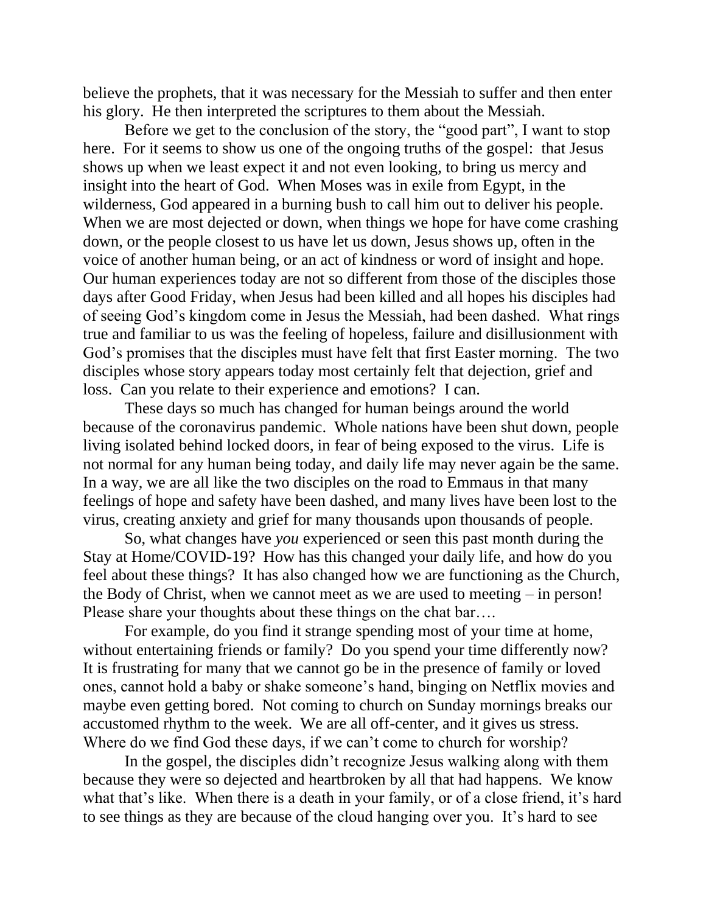believe the prophets, that it was necessary for the Messiah to suffer and then enter his glory. He then interpreted the scriptures to them about the Messiah.

Before we get to the conclusion of the story, the "good part", I want to stop here. For it seems to show us one of the ongoing truths of the gospel: that Jesus shows up when we least expect it and not even looking, to bring us mercy and insight into the heart of God. When Moses was in exile from Egypt, in the wilderness, God appeared in a burning bush to call him out to deliver his people. When we are most dejected or down, when things we hope for have come crashing down, or the people closest to us have let us down, Jesus shows up, often in the voice of another human being, or an act of kindness or word of insight and hope. Our human experiences today are not so different from those of the disciples those days after Good Friday, when Jesus had been killed and all hopes his disciples had of seeing God's kingdom come in Jesus the Messiah, had been dashed. What rings true and familiar to us was the feeling of hopeless, failure and disillusionment with God's promises that the disciples must have felt that first Easter morning. The two disciples whose story appears today most certainly felt that dejection, grief and loss. Can you relate to their experience and emotions? I can.

These days so much has changed for human beings around the world because of the coronavirus pandemic. Whole nations have been shut down, people living isolated behind locked doors, in fear of being exposed to the virus. Life is not normal for any human being today, and daily life may never again be the same. In a way, we are all like the two disciples on the road to Emmaus in that many feelings of hope and safety have been dashed, and many lives have been lost to the virus, creating anxiety and grief for many thousands upon thousands of people.

So, what changes have *you* experienced or seen this past month during the Stay at Home/COVID-19? How has this changed your daily life, and how do you feel about these things? It has also changed how we are functioning as the Church, the Body of Christ, when we cannot meet as we are used to meeting – in person! Please share your thoughts about these things on the chat bar….

For example, do you find it strange spending most of your time at home, without entertaining friends or family? Do you spend your time differently now? It is frustrating for many that we cannot go be in the presence of family or loved ones, cannot hold a baby or shake someone's hand, binging on Netflix movies and maybe even getting bored. Not coming to church on Sunday mornings breaks our accustomed rhythm to the week. We are all off-center, and it gives us stress. Where do we find God these days, if we can't come to church for worship?

In the gospel, the disciples didn't recognize Jesus walking along with them because they were so dejected and heartbroken by all that had happens. We know what that's like. When there is a death in your family, or of a close friend, it's hard to see things as they are because of the cloud hanging over you. It's hard to see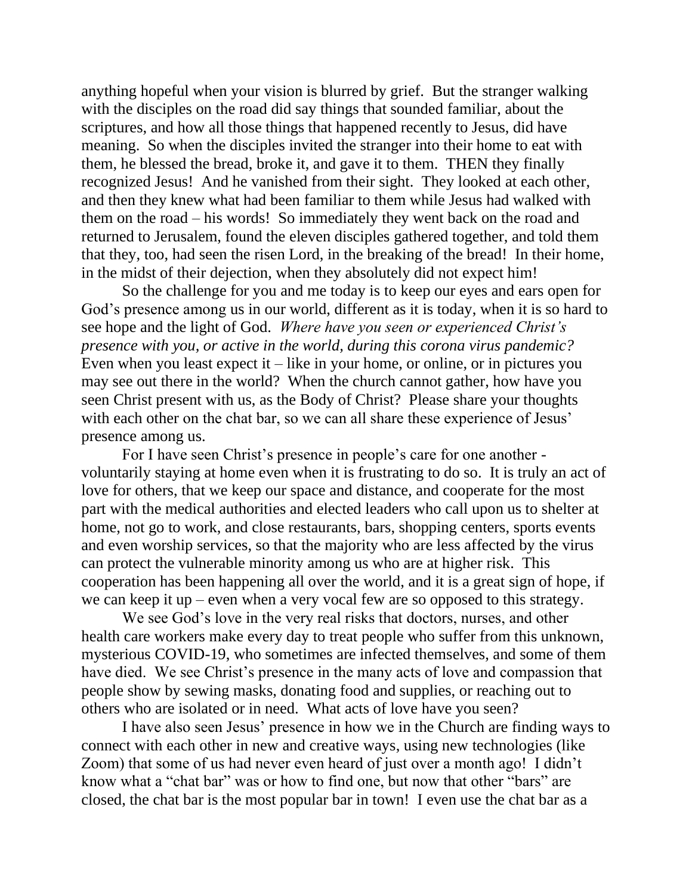anything hopeful when your vision is blurred by grief. But the stranger walking with the disciples on the road did say things that sounded familiar, about the scriptures, and how all those things that happened recently to Jesus, did have meaning. So when the disciples invited the stranger into their home to eat with them, he blessed the bread, broke it, and gave it to them. THEN they finally recognized Jesus! And he vanished from their sight. They looked at each other, and then they knew what had been familiar to them while Jesus had walked with them on the road – his words! So immediately they went back on the road and returned to Jerusalem, found the eleven disciples gathered together, and told them that they, too, had seen the risen Lord, in the breaking of the bread! In their home, in the midst of their dejection, when they absolutely did not expect him!

So the challenge for you and me today is to keep our eyes and ears open for God's presence among us in our world, different as it is today, when it is so hard to see hope and the light of God. *Where have you seen or experienced Christ's presence with you, or active in the world, during this corona virus pandemic?* Even when you least expect it – like in your home, or online, or in pictures you may see out there in the world? When the church cannot gather, how have you seen Christ present with us, as the Body of Christ? Please share your thoughts with each other on the chat bar, so we can all share these experience of Jesus' presence among us.

For I have seen Christ's presence in people's care for one another - voluntarily staying at home even when it is frustrating to do so. It is truly an act of love for others, that we keep our space and distance, and cooperate for the most part with the medical authorities and elected leaders who call upon us to shelter at home, not go to work, and close restaurants, bars, shopping centers, sports events and even worship services, so that the majority who are less affected by the virus can protect the vulnerable minority among us who are at higher risk. This cooperation has been happening all over the world, and it is a great sign of hope, if we can keep it up – even when a very vocal few are so opposed to this strategy.

We see God's love in the very real risks that doctors, nurses, and other health care workers make every day to treat people who suffer from this unknown, mysterious COVID-19, who sometimes are infected themselves, and some of them have died. We see Christ's presence in the many acts of love and compassion that people show by sewing masks, donating food and supplies, or reaching out to others who are isolated or in need. What acts of love have you seen?

I have also seen Jesus' presence in how we in the Church are finding ways to connect with each other in new and creative ways, using new technologies (like Zoom) that some of us had never even heard of just over a month ago! I didn't know what a "chat bar" was or how to find one, but now that other "bars" are closed, the chat bar is the most popular bar in town! I even use the chat bar as a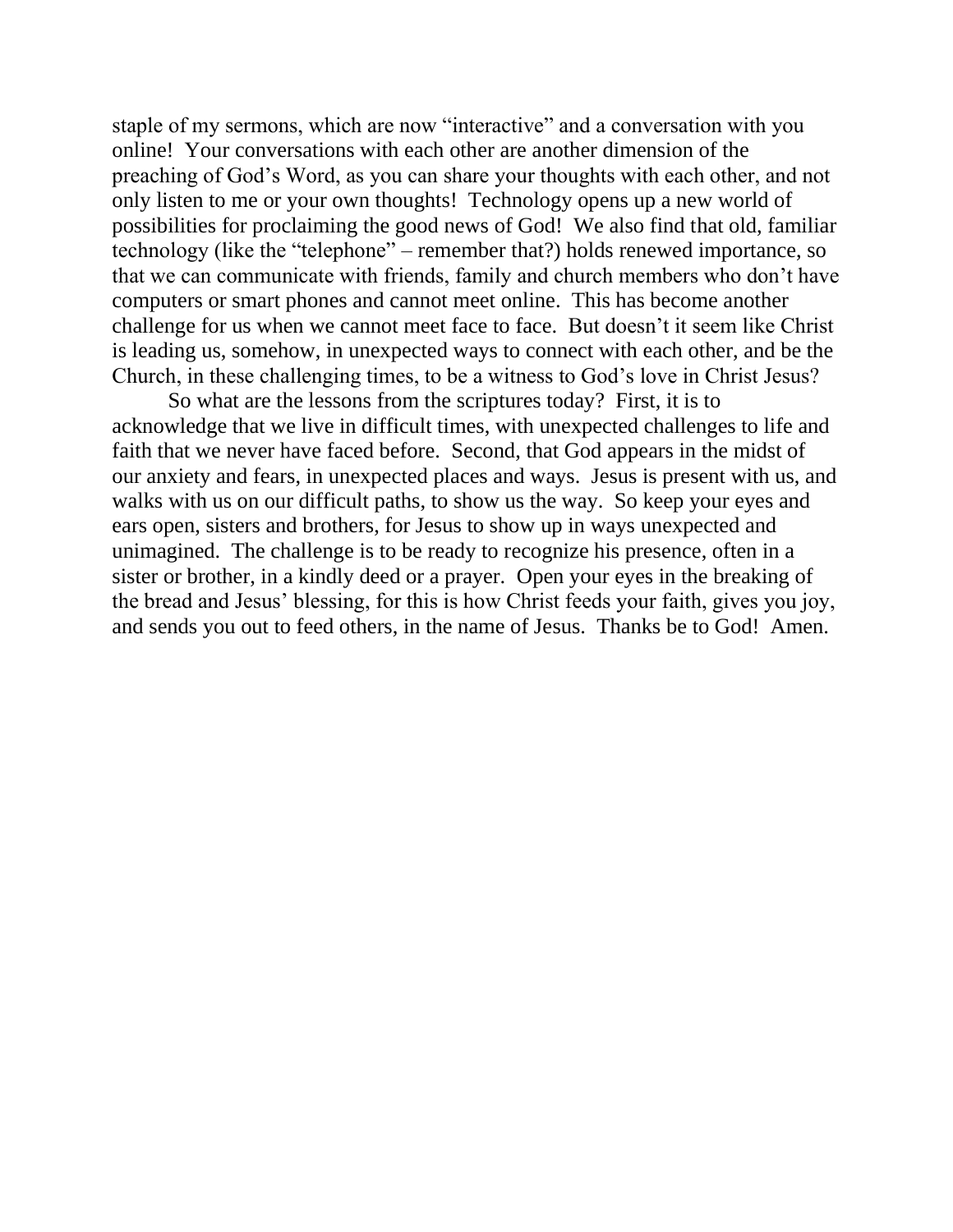staple of my sermons, which are now "interactive" and a conversation with you online! Your conversations with each other are another dimension of the preaching of God's Word, as you can share your thoughts with each other, and not only listen to me or your own thoughts! Technology opens up a new world of possibilities for proclaiming the good news of God! We also find that old, familiar technology (like the "telephone" – remember that?) holds renewed importance, so that we can communicate with friends, family and church members who don't have computers or smart phones and cannot meet online. This has become another challenge for us when we cannot meet face to face. But doesn't it seem like Christ is leading us, somehow, in unexpected ways to connect with each other, and be the Church, in these challenging times, to be a witness to God's love in Christ Jesus?

So what are the lessons from the scriptures today? First, it is to acknowledge that we live in difficult times, with unexpected challenges to life and faith that we never have faced before. Second, that God appears in the midst of our anxiety and fears, in unexpected places and ways. Jesus is present with us, and walks with us on our difficult paths, to show us the way. So keep your eyes and ears open, sisters and brothers, for Jesus to show up in ways unexpected and unimagined. The challenge is to be ready to recognize his presence, often in a sister or brother, in a kindly deed or a prayer. Open your eyes in the breaking of the bread and Jesus' blessing, for this is how Christ feeds your faith, gives you joy, and sends you out to feed others, in the name of Jesus. Thanks be to God! Amen.